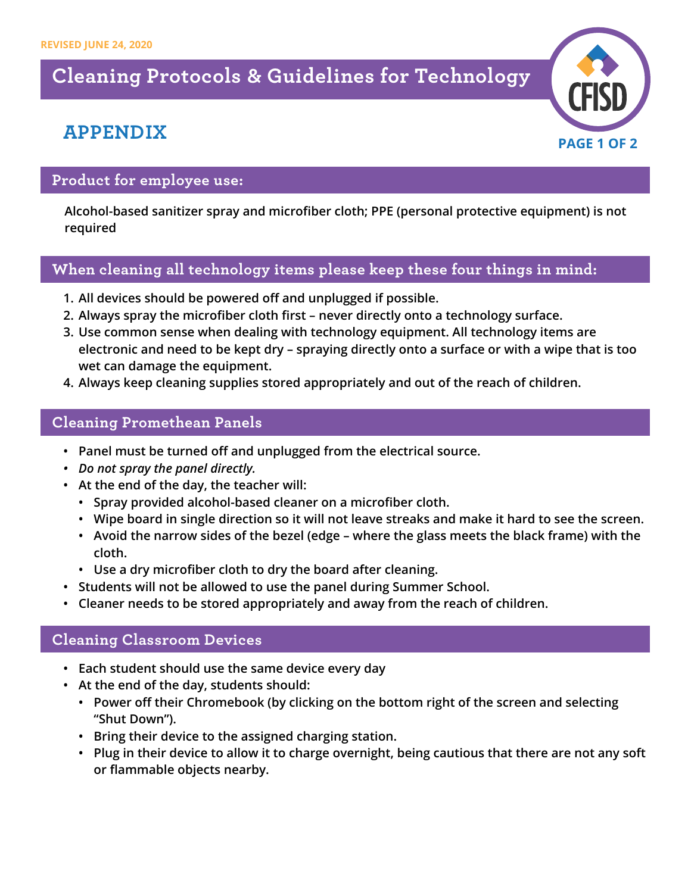REVISED JUNE 24, 2020

# Cleaning Protocols & Guidelines for Technology

## APPENDIX

### Product for employee use:

Alcohol-based sanitizer spray and microfiber cloth; PPE (personal protective equipment) is not required

### When cleaning all technology items please keep these four things in mind:

1. All devices should be powered off and unplugged if possible.
2. Always spray the microfiber cloth first – never directly onto a technology surface.
3. Use common sense when dealing with technology equipment. All technology items are electronic and need to be kept dry – spraying directly onto a surface or with a wipe that is too wet can damage the equipment.
4. Always keep cleaning supplies stored appropriately and out of the reach of children.

### Cleaning Promethean Panels

- Panel must be turned off and unplugged from the electrical source.
- *Do not spray the panel directly.*
- At the end of the day, the teacher will:
  - Spray provided alcohol-based cleaner on a microfiber cloth.
  - Wipe board in single direction so it will not leave streaks and make it hard to see the screen.
  - Avoid the narrow sides of the bezel (edge – where the glass meets the black frame) with the cloth.
  - Use a dry microfiber cloth to dry the board after cleaning.
- Students will not be allowed to use the panel during Summer School.
- Cleaner needs to be stored appropriately and away from the reach of children.

### Cleaning Classroom Devices

- Each student should use the same device every day
- At the end of the day, students should:
  - Power off their Chromebook (by clicking on the bottom right of the screen and selecting "Shut Down").
  - Bring their device to the assigned charging station.
  - Plug in their device to allow it to charge overnight, being cautious that there are not any soft or flammable objects nearby.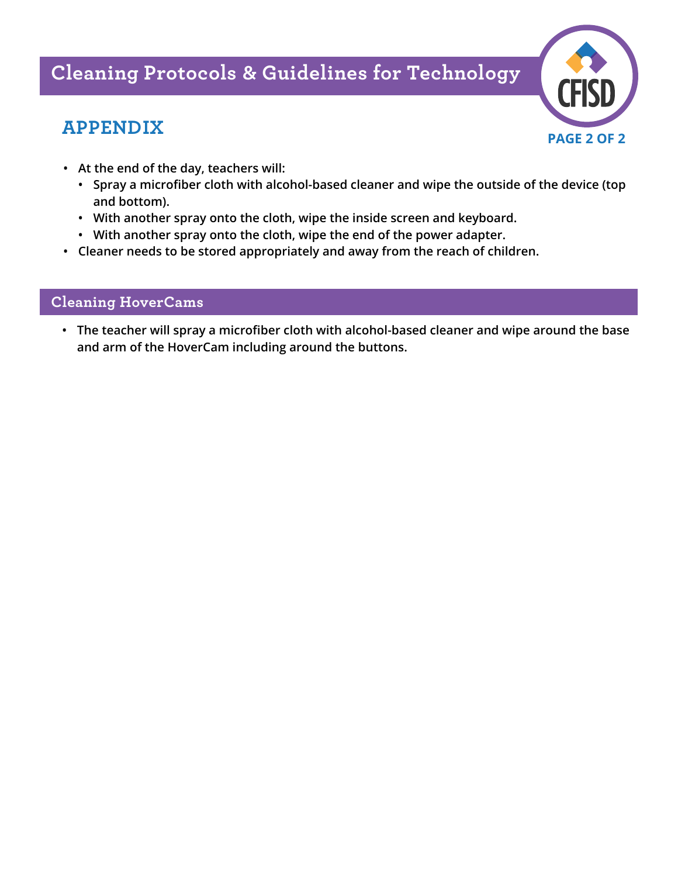# Cleaning Protocols & Guidelines for Technology

## APPENDIX

- At the end of the day, teachers will:
  - Spray a microfiber cloth with alcohol-based cleaner and wipe the outside of the device (top and bottom).
  - With another spray onto the cloth, wipe the inside screen and keyboard.
  - With another spray onto the cloth, wipe the end of the power adapter.
- Cleaner needs to be stored appropriately and away from the reach of children.

## Cleaning HoverCams

- The teacher will spray a microfiber cloth with alcohol-based cleaner and wipe around the base and arm of the HoverCam including around the buttons.